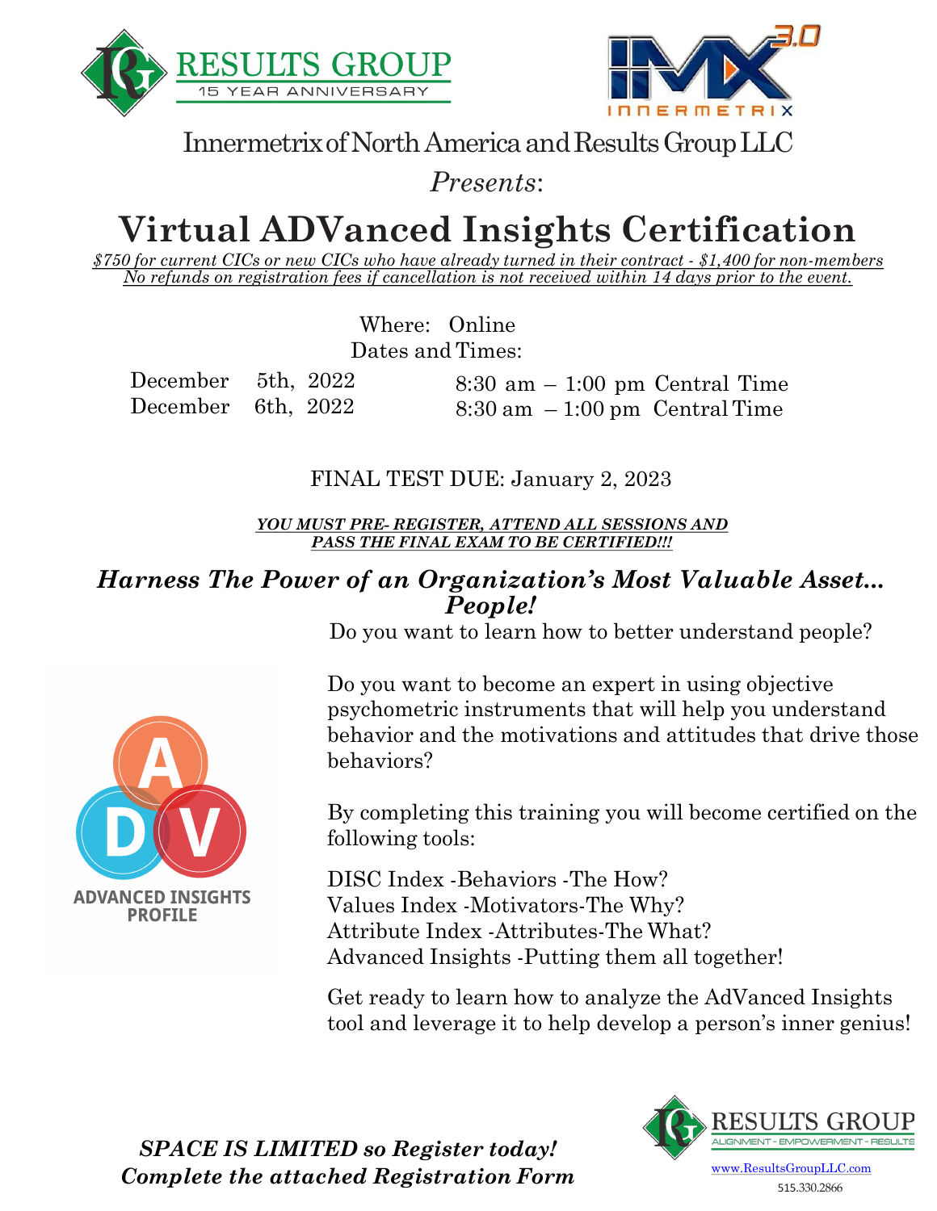RESULTS GROUP
15 YEAR ANNIVERSARY

Innermetrix of North America and Results Group LLC

*Presents*:

# Virtual ADVanced Insights Certification

*$750 for current CICs or new CICs who have already turned in their contract - $1,400 for non-members*
*No refunds on registration fees if cancellation is not received within 14 days prior to the event.*

Where: Online
Dates and Times:

| | |
|---|---|
| December 5th, 2022 | 8:30 am – 1:00 pm Central Time |
| December 6th, 2022 | 8:30 am – 1:00 pm Central Time |

FINAL TEST DUE: January 2, 2023

***YOU MUST PRE- REGISTER, ATTEND ALL SESSIONS AND PASS THE FINAL EXAM TO BE CERTIFIED!!!***

## *Harness The Power of an Organization's Most Valuable Asset... People!*

Do you want to learn how to better understand people?

Do you want to become an expert in using objective psychometric instruments that will help you understand behavior and the motivations and attitudes that drive those behaviors?

By completing this training you will become certified on the following tools:

DISC Index -Behaviors -The How?
Values Index -Motivators-The Why?
Attribute Index -Attributes-The What?
Advanced Insights -Putting them all together!

Get ready to learn how to analyze the AdVanced Insights tool and leverage it to help develop a person's inner genius!

ADVANCED INSIGHTS PROFILE

***SPACE IS LIMITED so Register today!***
***Complete the attached Registration Form***

RESULTS GROUP
ALIGNMENT - EMPOWERMENT - RESULTS
www.ResultsGroupLLC.com
515.330.2866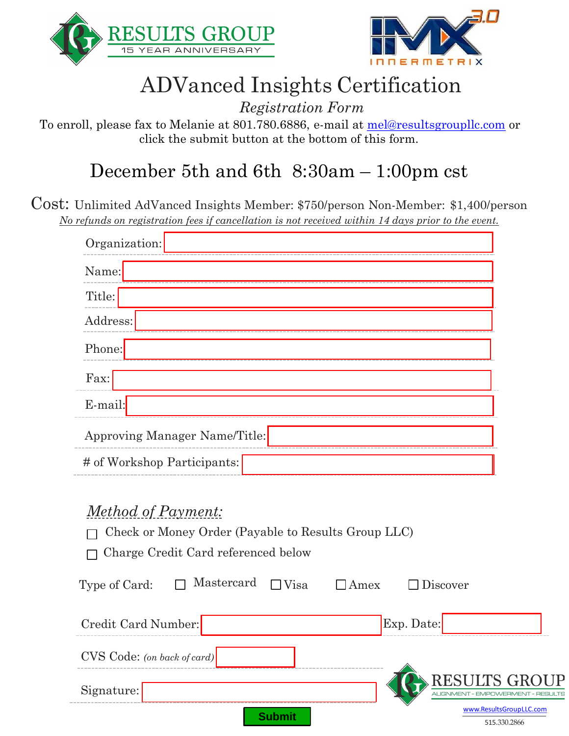RESULTS GROUP
15 YEAR ANNIVERSARY

INNERMETRIX 3.0

# ADVanced Insights Certification

*Registration Form*

To enroll, please fax to Melanie at 801.780.6886, e-mail at mel@resultsgroupllc.com or click the submit button at the bottom of this form.

## December 5th and 6th 8:30am – 1:00pm cst

Cost: Unlimited AdVanced Insights Member: $750/person Non-Member: $1,400/person

*No refunds on registration fees if cancellation is not received within 14 days prior to the event.*

Organization:

Name:

Title:

Address:

Phone:

Fax:

E-mail:

Approving Manager Name/Title:

\# of Workshop Participants:

*Method of Payment:*

☐ Check or Money Order (Payable to Results Group LLC)

☐ Charge Credit Card referenced below

Type of Card: ☐ Mastercard ☐ Visa ☐ Amex ☐ Discover

Credit Card Number: Exp. Date:

CVS Code: *(on back of card)*

Signature:

Submit

RESULTS GROUP
ALIGNMENT - EMPOWERMENT - RESULTS
www.ResultsGroupLLC.com
515.330.2866